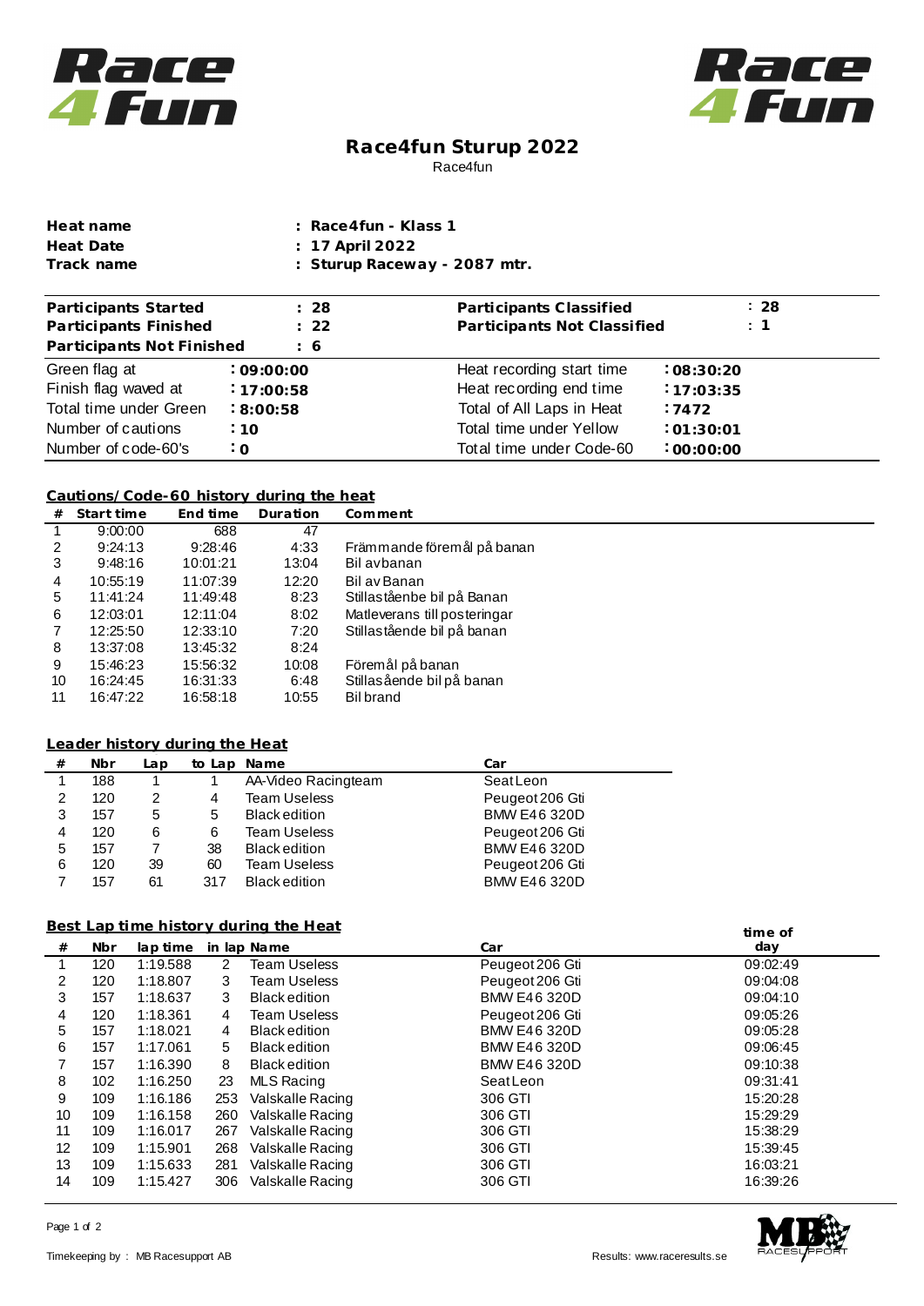# Race4fun Sturup 2022

Race4fun

| | |
|---|---|
| **Heat name** | **: Race4fun - Klass 1** |
| **Heat Date** | **: 17 April 2022** |
| **Track name** | **: Sturup Raceway - 2087 mtr.** |

| | | | |
|---|---|---|---|
| **Participants Started** | **: 28** | **Participants Classified** | **: 28** |
| **Participants Finished** | **: 22** | **Participants Not Classified** | **: 1** |
| **Participants Not Finished** | **: 6** | | |
| Green flag at | **: 09:00:00** | Heat recording start time | **: 08:30:20** |
| Finish flag waved at | **: 17:00:58** | Heat recording end time | **: 17:03:35** |
| Total time under Green | **: 8:00:58** | Total of All Laps in Heat | **: 7472** |
| Number of cautions | **: 10** | Total time under Yellow | **: 01:30:01** |
| Number of code-60's | **: 0** | Total time under Code-60 | **: 00:00:00** |

## Cautions/Code-60 history during the heat

| # | Start time | End time | Duration | Comment |
|---|---|---|---|---|
| 1 | 9:00:00 | 688 | 47 | |
| 2 | 9:24:13 | 9:28:46 | 4:33 | Främmande föremål på banan |
| 3 | 9:48:16 | 10:01:21 | 13:04 | Bil avbanan |
| 4 | 10:55:19 | 11:07:39 | 12:20 | Bil av Banan |
| 5 | 11:41:24 | 11:49:48 | 8:23 | Stillaståenbe bil på Banan |
| 6 | 12:03:01 | 12:11:04 | 8:02 | Matleverans till posteringar |
| 7 | 12:25:50 | 12:33:10 | 7:20 | Stillastående bil på banan |
| 8 | 13:37:08 | 13:45:32 | 8:24 | |
| 9 | 15:46:23 | 15:56:32 | 10:08 | Föremål på banan |
| 10 | 16:24:45 | 16:31:33 | 6:48 | Stillasående bil på banan |
| 11 | 16:47:22 | 16:58:18 | 10:55 | Bil brand |

## Leader history during the Heat

| # | Nbr | Lap | to Lap | Name | Car |
|---|---|---|---|---|---|
| 1 | 188 | 1 | 1 | AA-Video Racingteam | Seat Leon |
| 2 | 120 | 2 | 4 | Team Useless | Peugeot 206 Gti |
| 3 | 157 | 5 | 5 | Black edition | BMW E46 320D |
| 4 | 120 | 6 | 6 | Team Useless | Peugeot 206 Gti |
| 5 | 157 | 7 | 38 | Black edition | BMW E46 320D |
| 6 | 120 | 39 | 60 | Team Useless | Peugeot 206 Gti |
| 7 | 157 | 61 | 317 | Black edition | BMW E46 320D |

## Best Lap time history during the Heat

| # | Nbr | lap time | in lap | Name | Car | time of day |
|---|---|---|---|---|---|---|
| 1 | 120 | 1:19.588 | 2 | Team Useless | Peugeot 206 Gti | 09:02:49 |
| 2 | 120 | 1:18.807 | 3 | Team Useless | Peugeot 206 Gti | 09:04:08 |
| 3 | 157 | 1:18.637 | 3 | Black edition | BMW E46 320D | 09:04:10 |
| 4 | 120 | 1:18.361 | 4 | Team Useless | Peugeot 206 Gti | 09:05:26 |
| 5 | 157 | 1:18.021 | 4 | Black edition | BMW E46 320D | 09:05:28 |
| 6 | 157 | 1:17.061 | 5 | Black edition | BMW E46 320D | 09:06:45 |
| 7 | 157 | 1:16.390 | 8 | Black edition | BMW E46 320D | 09:10:38 |
| 8 | 102 | 1:16.250 | 23 | MLS Racing | Seat Leon | 09:31:41 |
| 9 | 109 | 1:16.186 | 253 | Valskalle Racing | 306 GTI | 15:20:28 |
| 10 | 109 | 1:16.158 | 260 | Valskalle Racing | 306 GTI | 15:29:29 |
| 11 | 109 | 1:16.017 | 267 | Valskalle Racing | 306 GTI | 15:38:29 |
| 12 | 109 | 1:15.901 | 268 | Valskalle Racing | 306 GTI | 15:39:45 |
| 13 | 109 | 1:15.633 | 281 | Valskalle Racing | 306 GTI | 16:03:21 |
| 14 | 109 | 1:15.427 | 306 | Valskalle Racing | 306 GTI | 16:39:26 |

Timekeeping by : MB Racesupport AB

Results: www.raceresults.se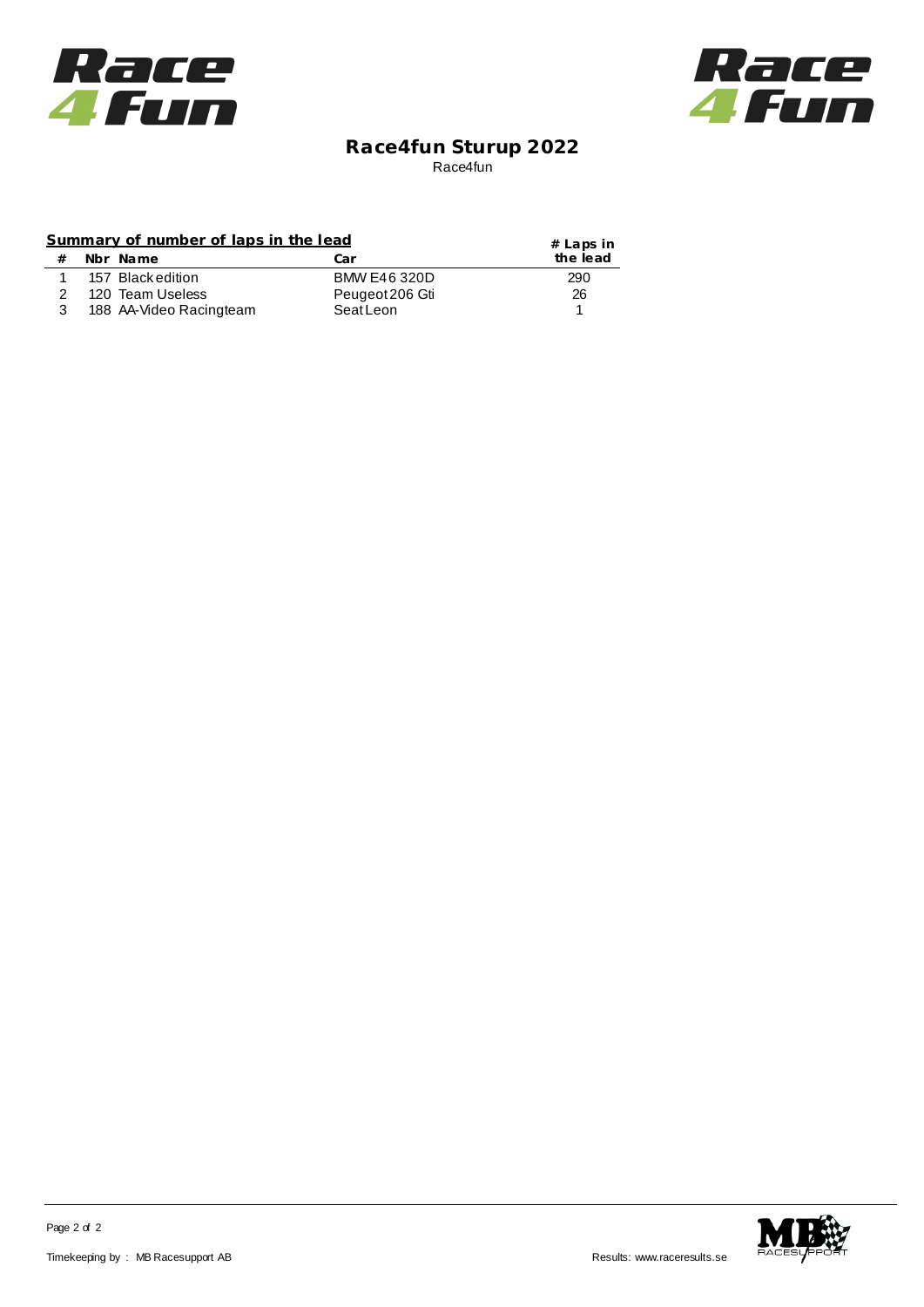# Race4fun Sturup 2022

Race4fun

## Summary of number of laps in the lead

| # | Nbr | Name | Car | # Laps in the lead |
|---|---|---|---|---|
| 1 | 157 | Black edition | BMW E46 320D | 290 |
| 2 | 120 | Team Useless | Peugeot 206 Gti | 26 |
| 3 | 188 | AA-Video Racingteam | Seat Leon | 1 |

Timekeeping by : MB Racesupport AB

Results: www.raceresults.se